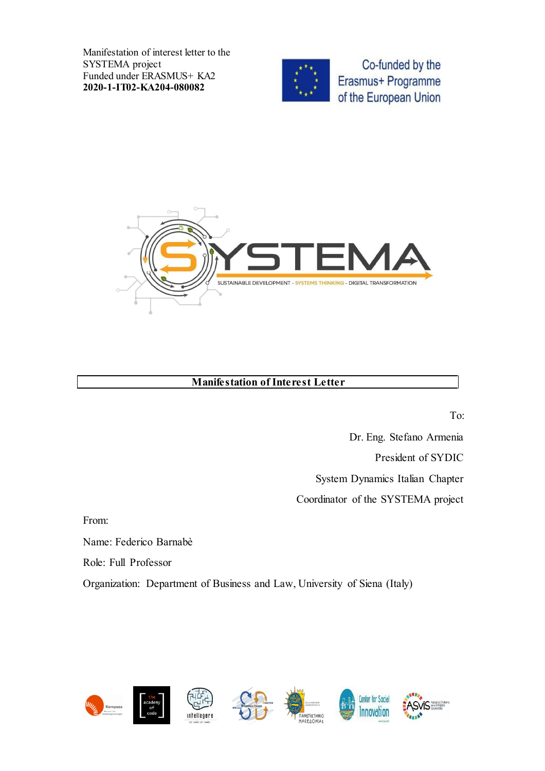Manifestation of interest letter to the SYSTEMA project
Funded under ERASMUS+ KA2
**2020-1-IT02-KA204-080082**

Co-funded by the Erasmus+ Programme of the European Union

SYSTEMA
SUSTAINABLE DEVELOPMENT - SYSTEMS THINKING - DIGITAL TRANSFORMATION

## Manifestation of Interest Letter

To:

Dr. Eng. Stefano Armenia

President of SYDIC

System Dynamics Italian Chapter

Coordinator of the SYSTEMA project

From:

Name: Federico Barnabè

Role: Full Professor

Organization: Department of Business and Law, University of Siena (Italy)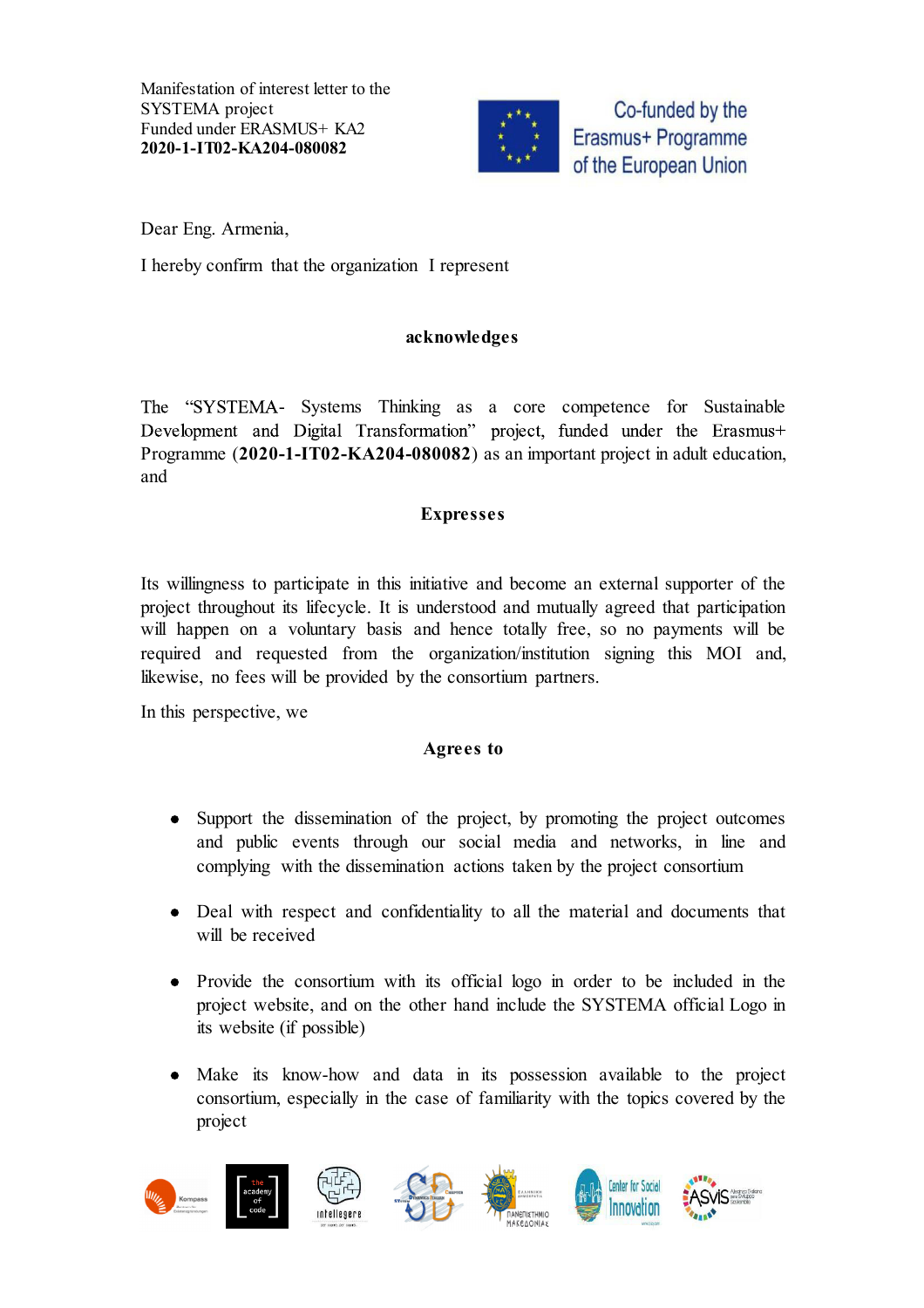Manifestation of interest letter to the SYSTEMA project
Funded under ERASMUS+ KA2
**2020-1-IT02-KA204-080082**

Co-funded by the Erasmus+ Programme of the European Union

Dear Eng. Armenia,

I hereby confirm that the organization I represent

**acknowledges**

The "SYSTEMA- Systems Thinking as a core competence for Sustainable Development and Digital Transformation" project, funded under the Erasmus+ Programme (**2020-1-IT02-KA204-080082**) as an important project in adult education, and

**Expresses**

Its willingness to participate in this initiative and become an external supporter of the project throughout its lifecycle. It is understood and mutually agreed that participation will happen on a voluntary basis and hence totally free, so no payments will be required and requested from the organization/institution signing this MOI and, likewise, no fees will be provided by the consortium partners.

In this perspective, we

**Agrees to**

- Support the dissemination of the project, by promoting the project outcomes and public events through our social media and networks, in line and complying with the dissemination actions taken by the project consortium

- Deal with respect and confidentiality to all the material and documents that will be received

- Provide the consortium with its official logo in order to be included in the project website, and on the other hand include the SYSTEMA official Logo in its website (if possible)

- Make its know-how and data in its possession available to the project consortium, especially in the case of familiarity with the topics covered by the project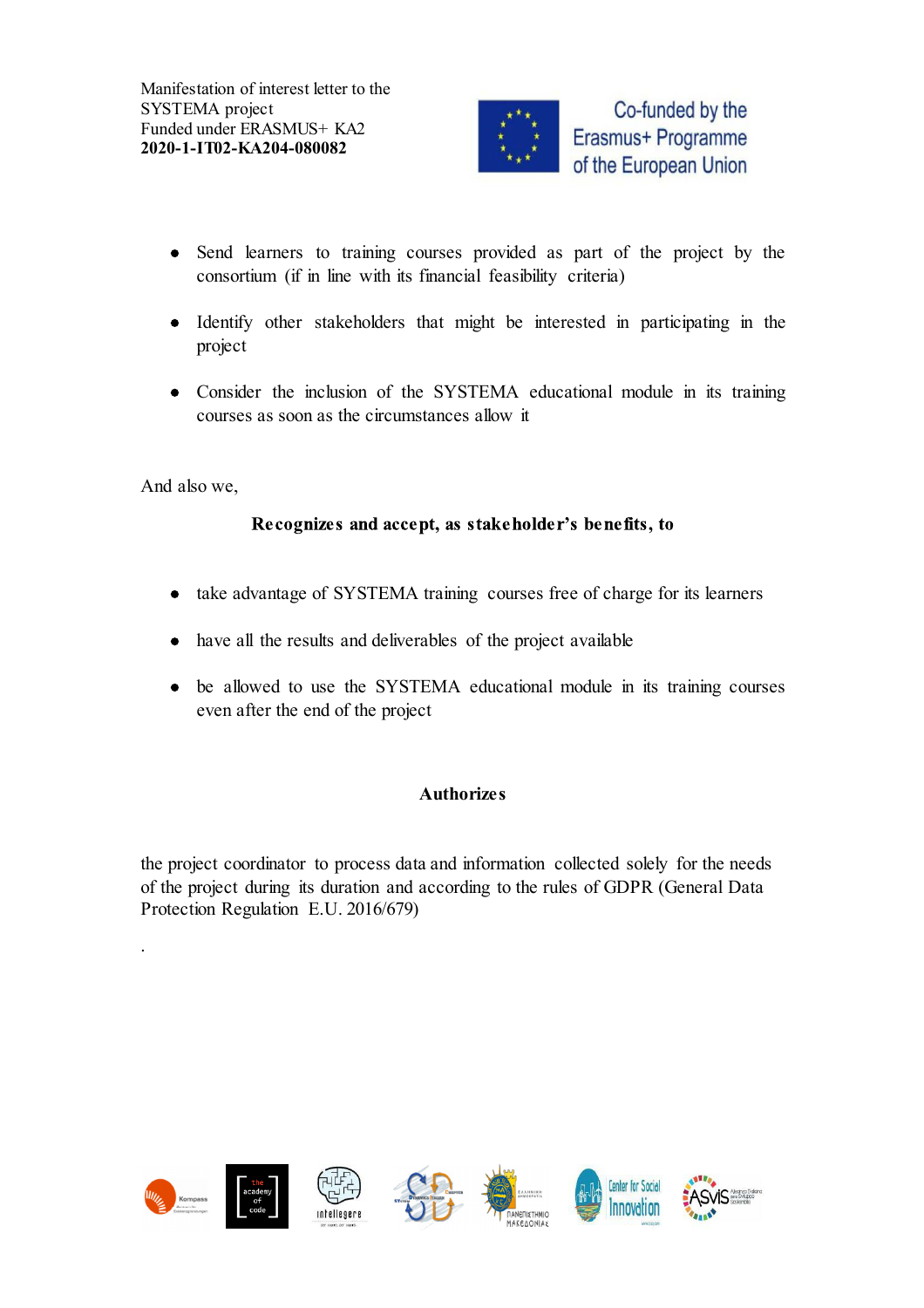- Send learners to training courses provided as part of the project by the consortium (if in line with its financial feasibility criteria)
- Identify other stakeholders that might be interested in participating in the project
- Consider the inclusion of the SYSTEMA educational module in its training courses as soon as the circumstances allow it

And also we,

**Recognizes and accept, as stakeholder's benefits, to**

- take advantage of SYSTEMA training courses free of charge for its learners
- have all the results and deliverables of the project available
- be allowed to use the SYSTEMA educational module in its training courses even after the end of the project

**Authorizes**

the project coordinator to process data and information collected solely for the needs of the project during its duration and according to the rules of GDPR (General Data Protection Regulation E.U. 2016/679)

.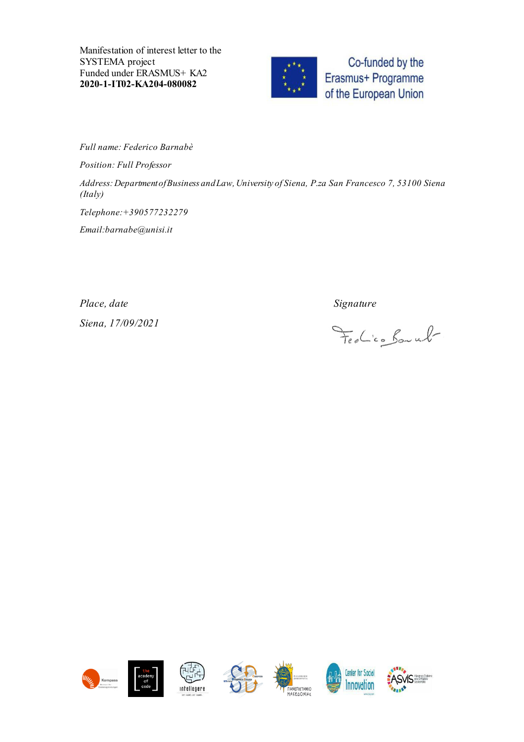Manifestation of interest letter to the
SYSTEMA project
Funded under ERASMUS+ KA2
**2020-1-IT02-KA204-080082**

Co-funded by the Erasmus+ Programme of the European Union

*Full name: Federico Barnabè*

*Position: Full Professor*

*Address: Department of Business and Law, University of Siena, P.za San Francesco 7, 53100 Siena (Italy)*

*Telephone: +390577232279*

*Email: barnabe@unisi.it*

*Place, date*

*Siena, 17/09/2021*

*Signature*